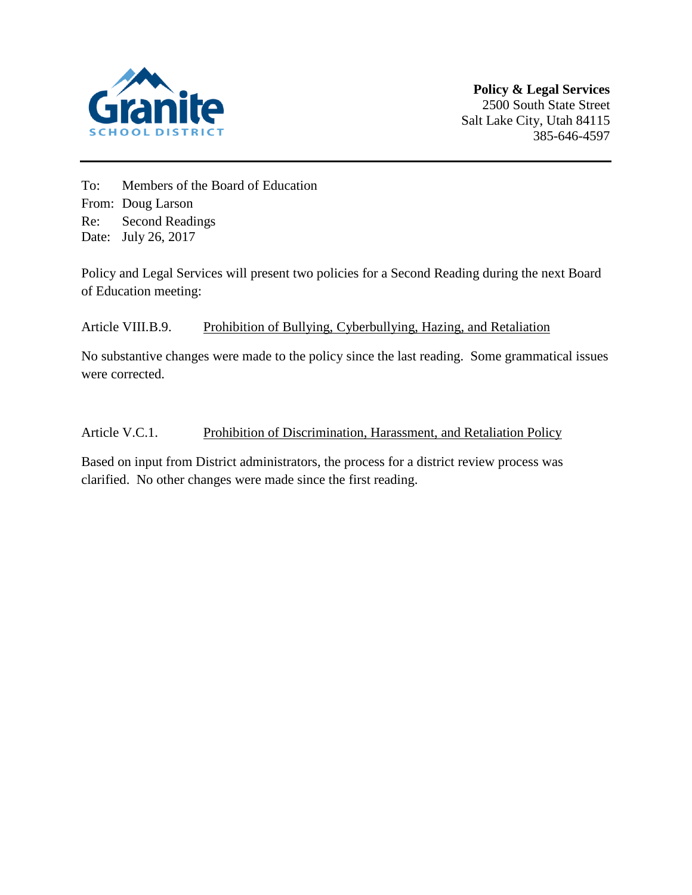Granite SCHOOL DISTRICT

**Policy & Legal Services**
2500 South State Street
Salt Lake City, Utah 84115
385-646-4597

---

To: Members of the Board of Education
From: Doug Larson
Re: Second Readings
Date: July 26, 2017

Policy and Legal Services will present two policies for a Second Reading during the next Board of Education meeting:

Article VIII.B.9. <u>Prohibition of Bullying, Cyberbullying, Hazing, and Retaliation</u>

No substantive changes were made to the policy since the last reading. Some grammatical issues were corrected.

Article V.C.1. <u>Prohibition of Discrimination, Harassment, and Retaliation Policy</u>

Based on input from District administrators, the process for a district review process was clarified. No other changes were made since the first reading.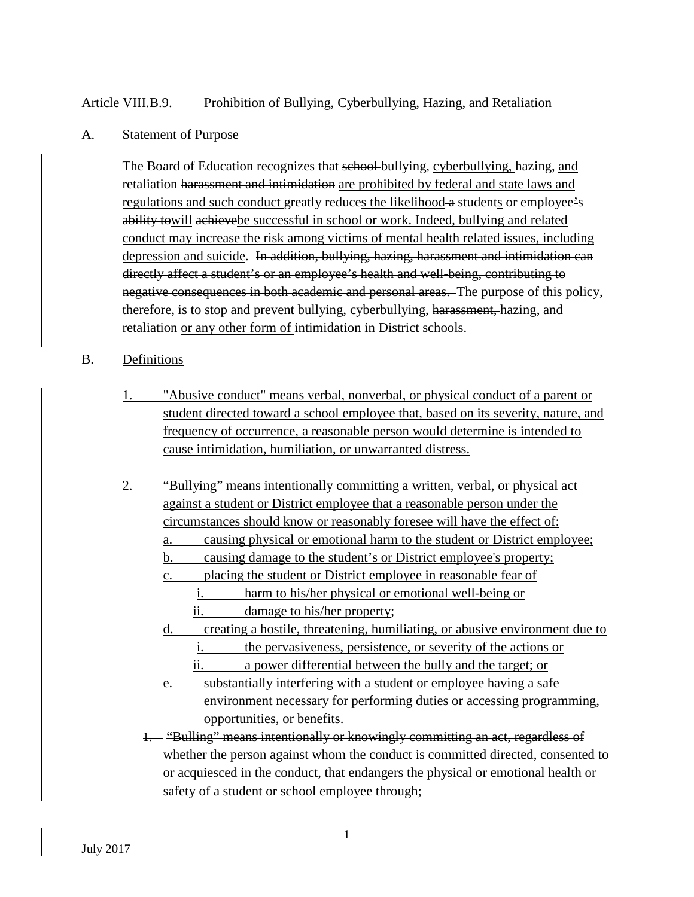Article VIII.B.9. Prohibition of Bullying, Cyberbullying, Hazing, and Retaliation

A. Statement of Purpose

The Board of Education recognizes that ~~school~~ bullying, cyberbullying, hazing, and retaliation ~~harassment and intimidation~~ are prohibited by federal and state laws and regulations and such conduct greatly reduces the likelihood ~~a~~ students or employee's ~~ability to~~will ~~achieve~~be successful in school or work. Indeed, bullying and related conduct may increase the risk among victims of mental health related issues, including depression and suicide. ~~In addition, bullying, hazing, harassment and intimidation can directly affect a student's or an employee's health and well-being, contributing to negative consequences in both academic and personal areas.~~ The purpose of this policy, therefore, is to stop and prevent bullying, cyberbullying, ~~harassment,~~ hazing, and retaliation or any other form of intimidation in District schools.

B. Definitions

1. "Abusive conduct" means verbal, nonverbal, or physical conduct of a parent or student directed toward a school employee that, based on its severity, nature, and frequency of occurrence, a reasonable person would determine is intended to cause intimidation, humiliation, or unwarranted distress.

2. "Bullying" means intentionally committing a written, verbal, or physical act against a student or District employee that a reasonable person under the circumstances should know or reasonably foresee will have the effect of:
   a. causing physical or emotional harm to the student or District employee;
   b. causing damage to the student's or District employee's property;
   c. placing the student or District employee in reasonable fear of
      i. harm to his/her physical or emotional well-being or
      ii. damage to his/her property;
   d. creating a hostile, threatening, humiliating, or abusive environment due to
      i. the pervasiveness, persistence, or severity of the actions or
      ii. a power differential between the bully and the target; or
   e. substantially interfering with a student or employee having a safe environment necessary for performing duties or accessing programming, opportunities, or benefits.

~~1. "Bulling" means intentionally or knowingly committing an act, regardless of whether the person against whom the conduct is committed directed, consented to or acquiesced in the conduct, that endangers the physical or emotional health or safety of a student or school employee through;~~

July 2017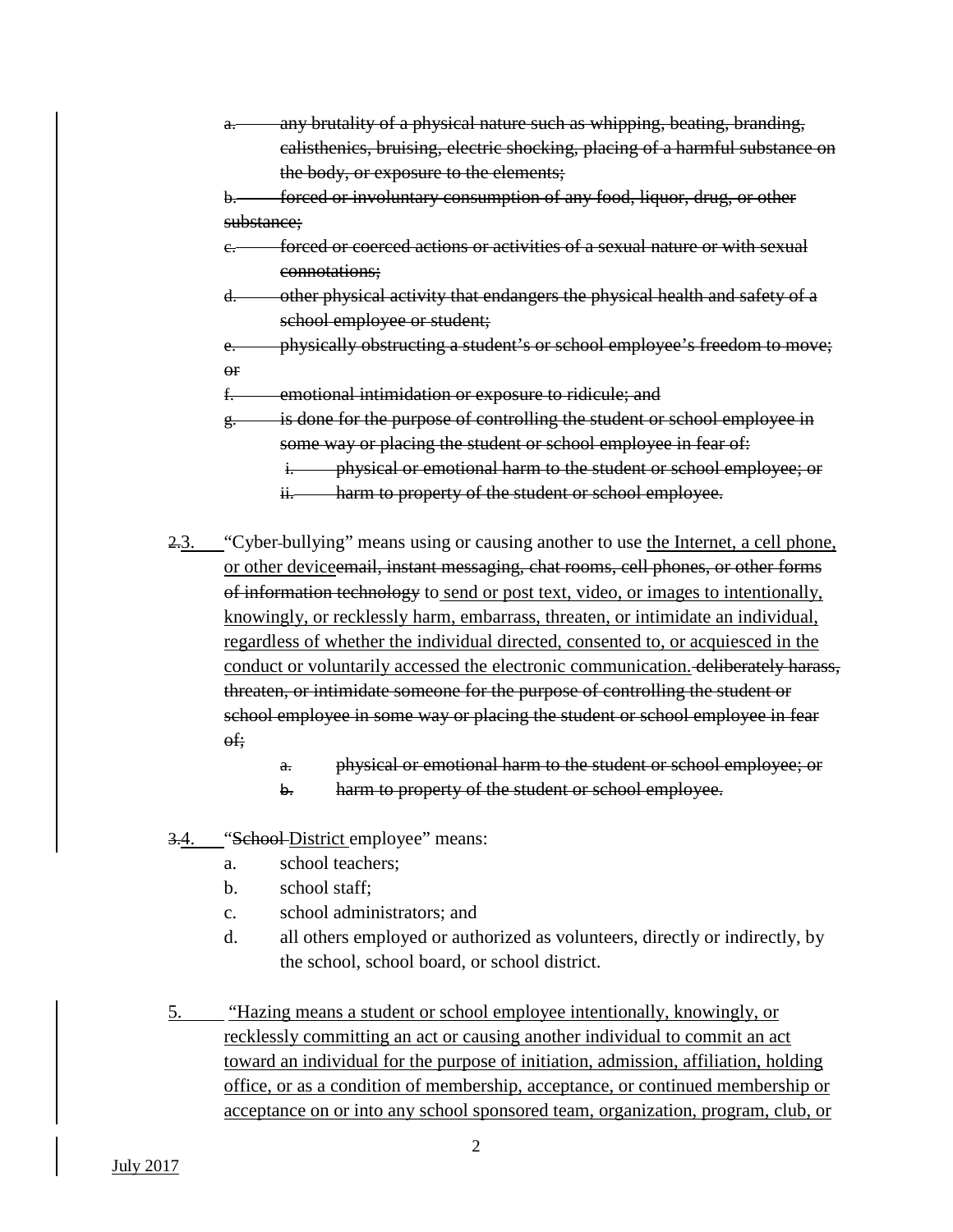a. ~~any brutality of a physical nature such as whipping, beating, branding, calisthenics, bruising, electric shocking, placing of a harmful substance on the body, or exposure to the elements;~~

b. ~~forced or involuntary consumption of any food, liquor, drug, or other substance;~~

c. ~~forced or coerced actions or activities of a sexual nature or with sexual connotations;~~

d. ~~other physical activity that endangers the physical health and safety of a school employee or student;~~

e. ~~physically obstructing a student's or school employee's freedom to move; or~~

f. ~~emotional intimidation or exposure to ridicule; and~~

g. ~~is done for the purpose of controlling the student or school employee in some way or placing the student or school employee in fear of:~~

i. ~~physical or emotional harm to the student or school employee; or~~

ii. ~~harm to property of the student or school employee.~~

~~2.~~3. "Cyber-bullying" means using or causing another to use the Internet, a cell phone, or other device~~email, instant messaging, chat rooms, cell phones, or other forms of information technology~~ to send or post text, video, or images to intentionally, knowingly, or recklessly harm, embarrass, threaten, or intimidate an individual, regardless of whether the individual directed, consented to, or acquiesced in the conduct or voluntarily accessed the electronic communication. ~~deliberately harass, threaten, or intimidate someone for the purpose of controlling the student or school employee in some way or placing the student or school employee in fear of;~~

a. ~~physical or emotional harm to the student or school employee; or~~

b. ~~harm to property of the student or school employee.~~

~~3.~~4. "~~School~~ District employee" means:

a. school teachers;

b. school staff;

c. school administrators; and

d. all others employed or authorized as volunteers, directly or indirectly, by the school, school board, or school district.

5. "Hazing means a student or school employee intentionally, knowingly, or recklessly committing an act or causing another individual to commit an act toward an individual for the purpose of initiation, admission, affiliation, holding office, or as a condition of membership, acceptance, or continued membership or acceptance on or into any school sponsored team, organization, program, club, or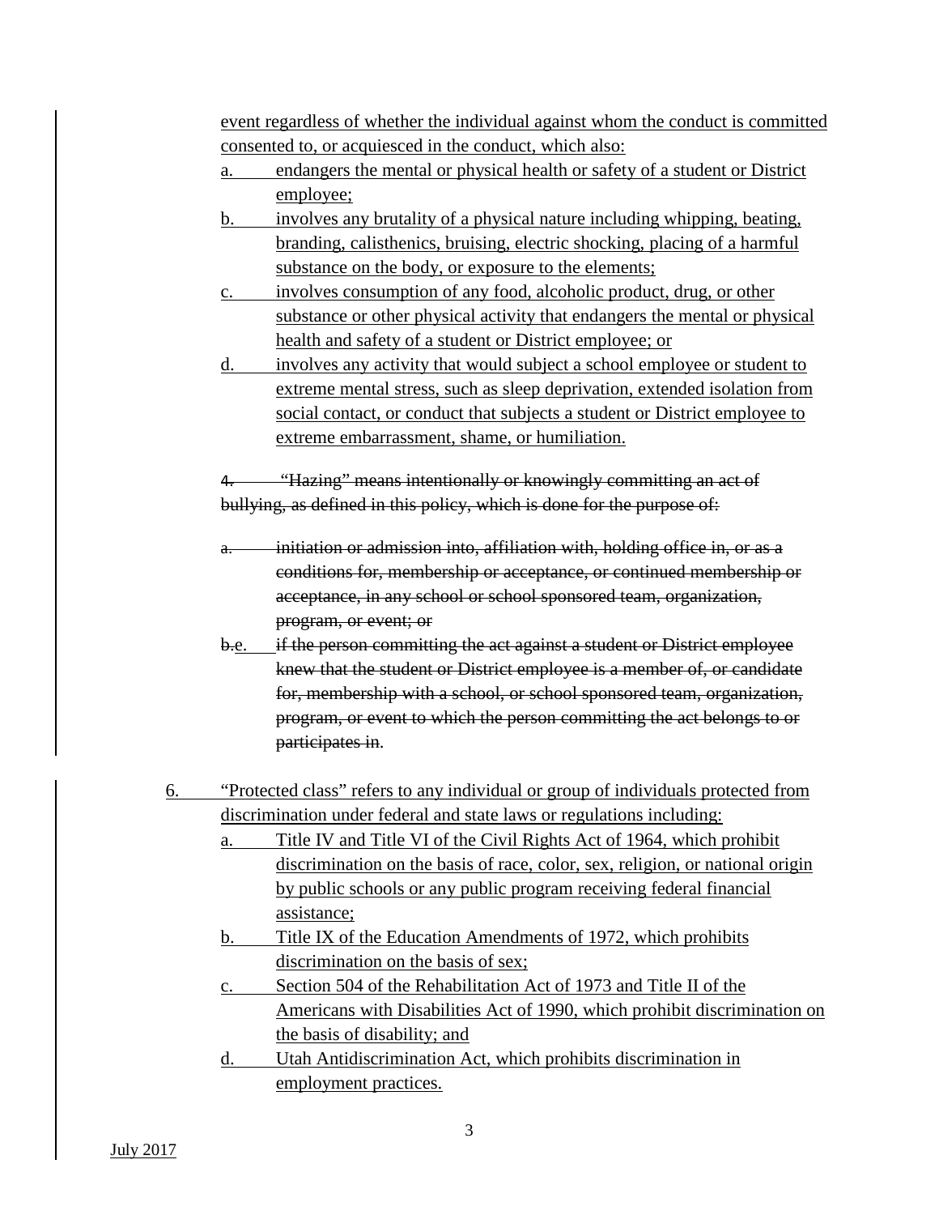event regardless of whether the individual against whom the conduct is committed consented to, or acquiesced in the conduct, which also:

a. endangers the mental or physical health or safety of a student or District employee;

b. involves any brutality of a physical nature including whipping, beating, branding, calisthenics, bruising, electric shocking, placing of a harmful substance on the body, or exposure to the elements;

c. involves consumption of any food, alcoholic product, drug, or other substance or other physical activity that endangers the mental or physical health and safety of a student or District employee; or

d. involves any activity that would subject a school employee or student to extreme mental stress, such as sleep deprivation, extended isolation from social contact, or conduct that subjects a student or District employee to extreme embarrassment, shame, or humiliation.

~~4. "Hazing" means intentionally or knowingly committing an act of bullying, as defined in this policy, which is done for the purpose of:~~

~~a. initiation or admission into, affiliation with, holding office in, or as a conditions for, membership or acceptance, or continued membership or acceptance, in any school or school sponsored team, organization, program, or event; or~~

~~b.~~e. ~~if the person committing the act against a student or District employee knew that the student or District employee is a member of, or candidate for, membership with a school, or school sponsored team, organization, program, or event to which the person committing the act belongs to or participates in~~.

6. "Protected class" refers to any individual or group of individuals protected from discrimination under federal and state laws or regulations including:

a. Title IV and Title VI of the Civil Rights Act of 1964, which prohibit discrimination on the basis of race, color, sex, religion, or national origin by public schools or any public program receiving federal financial assistance;

b. Title IX of the Education Amendments of 1972, which prohibits discrimination on the basis of sex;

c. Section 504 of the Rehabilitation Act of 1973 and Title II of the Americans with Disabilities Act of 1990, which prohibit discrimination on the basis of disability; and

d. Utah Antidiscrimination Act, which prohibits discrimination in employment practices.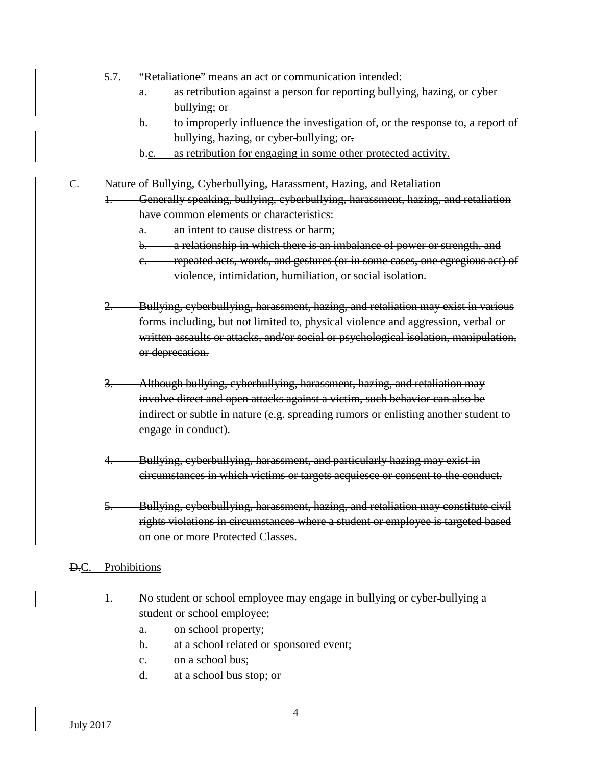~~5.~~7. "Retaliat~~ion~~e" means an act or communication intended:

a. as retribution against a person for reporting bullying, hazing, or cyber bullying; ~~or~~

b. to improperly influence the investigation of, or the response to, a report of bullying, hazing, or cyber-bullying; or~~.~~

~~b.~~c. as retribution for engaging in some other protected activity.

~~C. Nature of Bullying, Cyberbullying, Harassment, Hazing, and Retaliation~~

~~1. Generally speaking, bullying, cyberbullying, harassment, hazing, and retaliation have common elements or characteristics:~~

~~a. an intent to cause distress or harm;~~

~~b. a relationship in which there is an imbalance of power or strength, and~~

~~c. repeated acts, words, and gestures (or in some cases, one egregious act) of violence, intimidation, humiliation, or social isolation.~~

~~2. Bullying, cyberbullying, harassment, hazing, and retaliation may exist in various forms including, but not limited to, physical violence and aggression, verbal or written assaults or attacks, and/or social or psychological isolation, manipulation, or deprecation.~~

~~3. Although bullying, cyberbullying, harassment, hazing, and retaliation may involve direct and open attacks against a victim, such behavior can also be indirect or subtle in nature (e.g. spreading rumors or enlisting another student to engage in conduct).~~

~~4. Bullying, cyberbullying, harassment, and particularly hazing may exist in circumstances in which victims or targets acquiesce or consent to the conduct.~~

~~5. Bullying, cyberbullying, harassment, hazing, and retaliation may constitute civil rights violations in circumstances where a student or employee is targeted based on one or more Protected Classes.~~

~~D.~~C. Prohibitions

1. No student or school employee may engage in bullying or cyber-bullying a student or school employee;

a. on school property;

b. at a school related or sponsored event;

c. on a school bus;

d. at a school bus stop; or

July 2017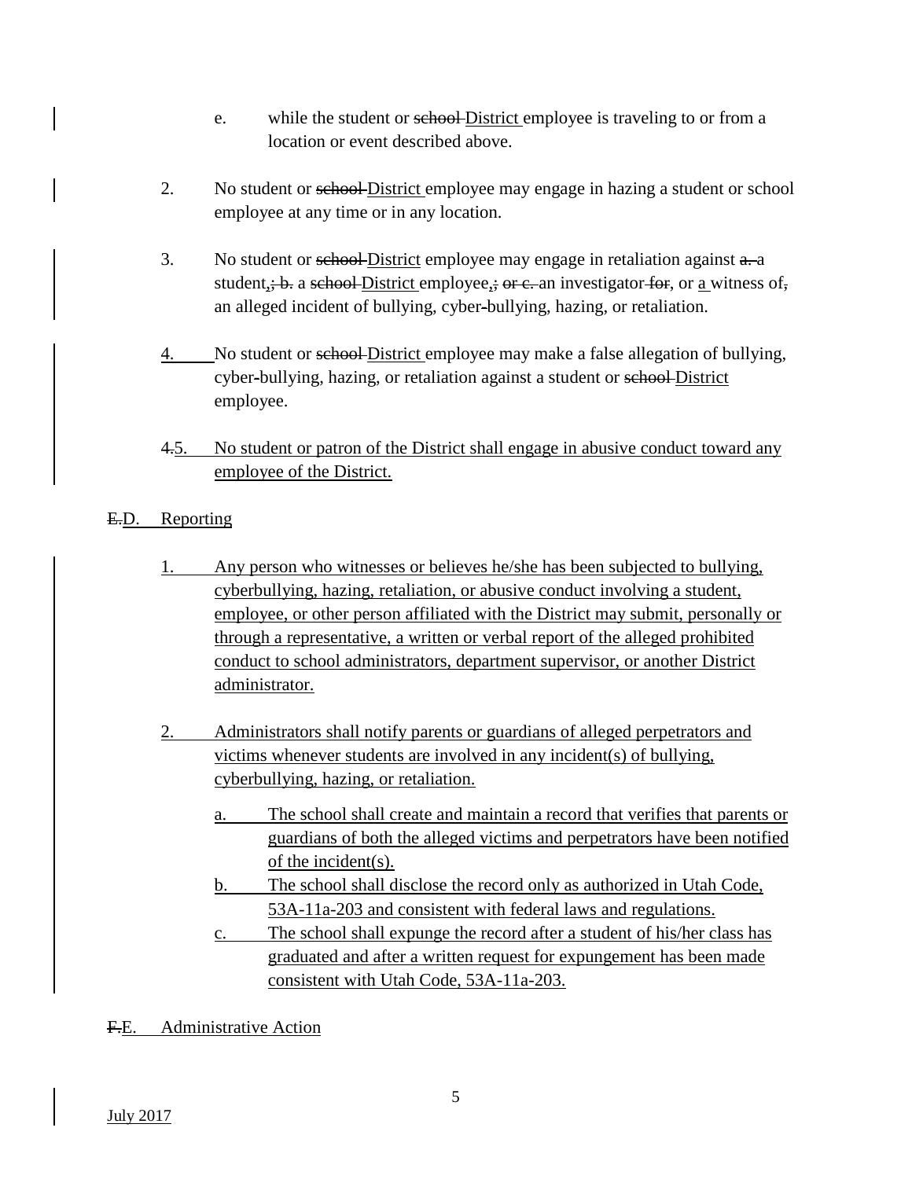e. while the student or ~~school~~ District employee is traveling to or from a location or event described above.

2. No student or ~~school~~ District employee may engage in hazing a student or school employee at any time or in any location.

3. No student or ~~school~~ District employee may engage in retaliation against ~~a.~~ a student, ~~; b.~~ a ~~school~~ District employee, ~~; or c.~~ an investigator ~~for~~, or a witness of~~,~~ an alleged incident of bullying, cyber-bullying, hazing, or retaliation.

4. No student or ~~school~~ District employee may make a false allegation of bullying, cyber-bullying, hazing, or retaliation against a student or ~~school~~ District employee.

~~4.~~5. No student or patron of the District shall engage in abusive conduct toward any employee of the District.

~~E.~~D. Reporting

1. Any person who witnesses or believes he/she has been subjected to bullying, cyberbullying, hazing, retaliation, or abusive conduct involving a student, employee, or other person affiliated with the District may submit, personally or through a representative, a written or verbal report of the alleged prohibited conduct to school administrators, department supervisor, or another District administrator.

2. Administrators shall notify parents or guardians of alleged perpetrators and victims whenever students are involved in any incident(s) of bullying, cyberbullying, hazing, or retaliation.

   a. The school shall create and maintain a record that verifies that parents or guardians of both the alleged victims and perpetrators have been notified of the incident(s).
   b. The school shall disclose the record only as authorized in Utah Code, 53A-11a-203 and consistent with federal laws and regulations.
   c. The school shall expunge the record after a student of his/her class has graduated and after a written request for expungement has been made consistent with Utah Code, 53A-11a-203.

~~F.~~E. Administrative Action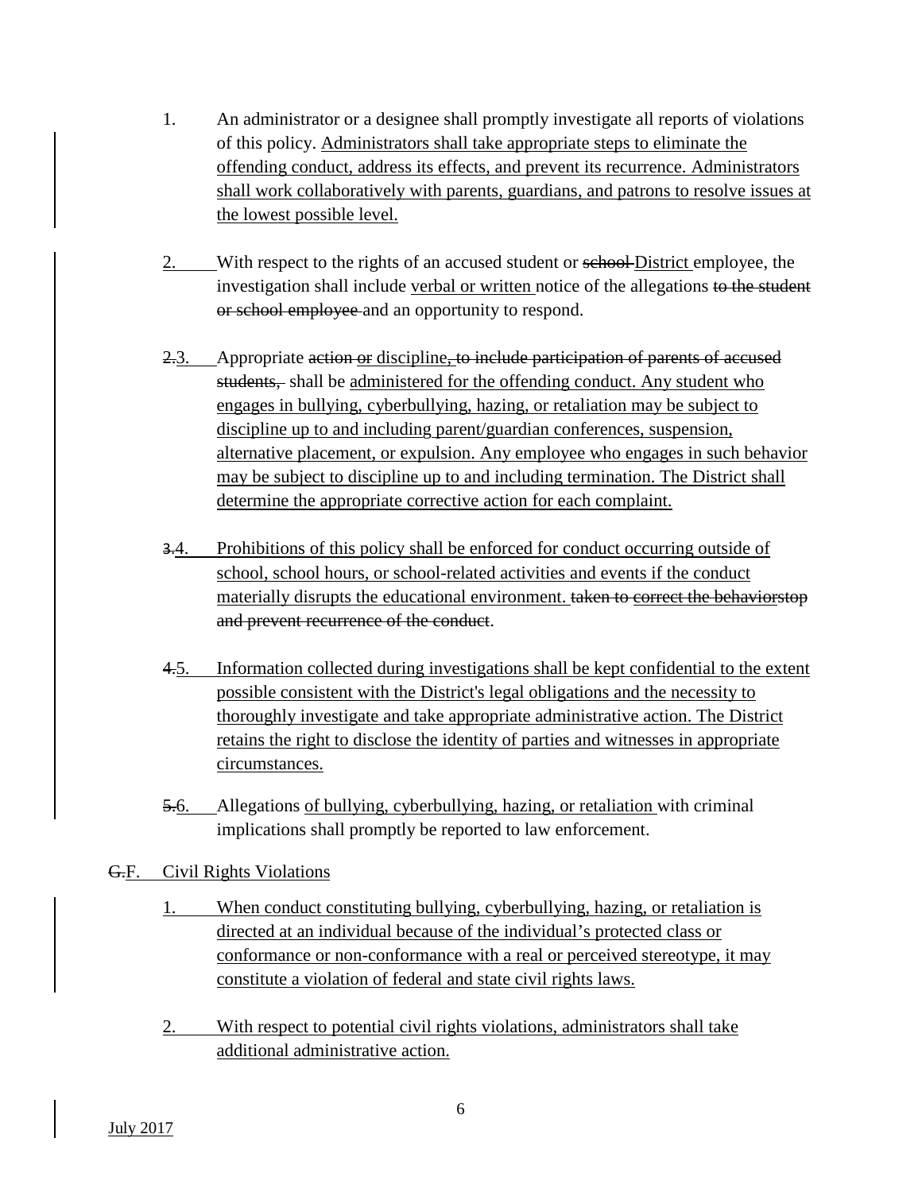1. An administrator or a designee shall promptly investigate all reports of violations of this policy. Administrators shall take appropriate steps to eliminate the offending conduct, address its effects, and prevent its recurrence. Administrators shall work collaboratively with parents, guardians, and patrons to resolve issues at the lowest possible level.

2. With respect to the rights of an accused student or ~~school~~ District employee, the investigation shall include verbal or written notice of the allegations ~~to the student or school employee~~ and an opportunity to respond.

~~2.~~3. Appropriate ~~action or~~ discipline~~, to include participation of parents of accused students,~~ shall be administered for the offending conduct. Any student who engages in bullying, cyberbullying, hazing, or retaliation may be subject to discipline up to and including parent/guardian conferences, suspension, alternative placement, or expulsion. Any employee who engages in such behavior may be subject to discipline up to and including termination. The District shall determine the appropriate corrective action for each complaint.

~~3.~~4. Prohibitions of this policy shall be enforced for conduct occurring outside of school, school hours, or school-related activities and events if the conduct materially disrupts the educational environment. ~~taken to correct the behaviorstop and prevent recurrence of the conduct~~.

~~4.~~5. Information collected during investigations shall be kept confidential to the extent possible consistent with the District's legal obligations and the necessity to thoroughly investigate and take appropriate administrative action. The District retains the right to disclose the identity of parties and witnesses in appropriate circumstances.

~~5.~~6. Allegations of bullying, cyberbullying, hazing, or retaliation with criminal implications shall promptly be reported to law enforcement.

~~G.~~F. Civil Rights Violations

1. When conduct constituting bullying, cyberbullying, hazing, or retaliation is directed at an individual because of the individual's protected class or conformance or non-conformance with a real or perceived stereotype, it may constitute a violation of federal and state civil rights laws.

2. With respect to potential civil rights violations, administrators shall take additional administrative action.

July 2017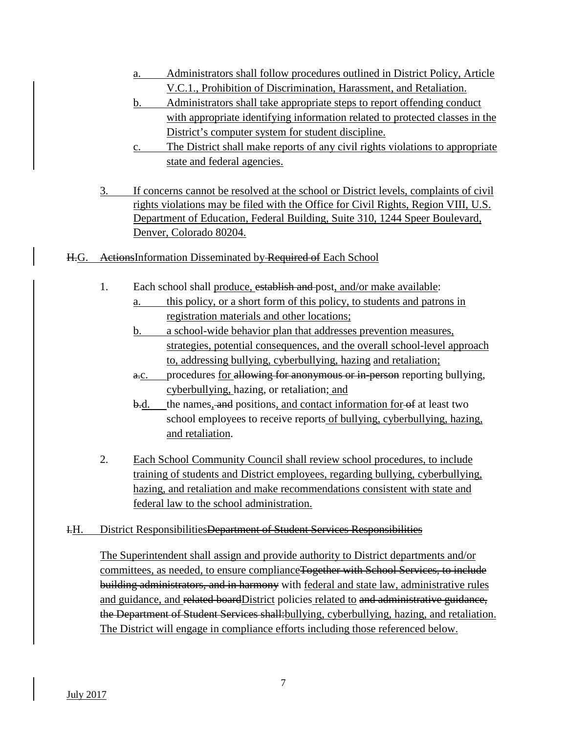a. Administrators shall follow procedures outlined in District Policy, Article V.C.1., Prohibition of Discrimination, Harassment, and Retaliation.

b. Administrators shall take appropriate steps to report offending conduct with appropriate identifying information related to protected classes in the District's computer system for student discipline.

c. The District shall make reports of any civil rights violations to appropriate state and federal agencies.

3. If concerns cannot be resolved at the school or District levels, complaints of civil rights violations may be filed with the Office for Civil Rights, Region VIII, U.S. Department of Education, Federal Building, Suite 310, 1244 Speer Boulevard, Denver, Colorado 80204.

H.G. ActionsInformation Disseminated by Required of Each School

1. Each school shall produce, establish and post, and/or make available:

   a. this policy, or a short form of this policy, to students and patrons in registration materials and other locations;

   b. a school-wide behavior plan that addresses prevention measures, strategies, potential consequences, and the overall school-level approach to, addressing bullying, cyberbullying, hazing and retaliation;

   a.c. procedures for allowing for anonymous or in-person reporting bullying, cyberbullying, hazing, or retaliation; and

   b.d. the names, and positions, and contact information for of at least two school employees to receive reports of bullying, cyberbullying, hazing, and retaliation.

2. Each School Community Council shall review school procedures, to include training of students and District employees, regarding bullying, cyberbullying, hazing, and retaliation and make recommendations consistent with state and federal law to the school administration.

I.H. District ResponsibilitiesDepartment of Student Services Responsibilities

The Superintendent shall assign and provide authority to District departments and/or committees, as needed, to ensure complianceTogether with School Services, to include building administrators, and in harmony with federal and state law, administrative rules and guidance, and related boardDistrict policies related to and administrative guidance, the Department of Student Services shall:bullying, cyberbullying, hazing, and retaliation. The District will engage in compliance efforts including those referenced below.

July 2017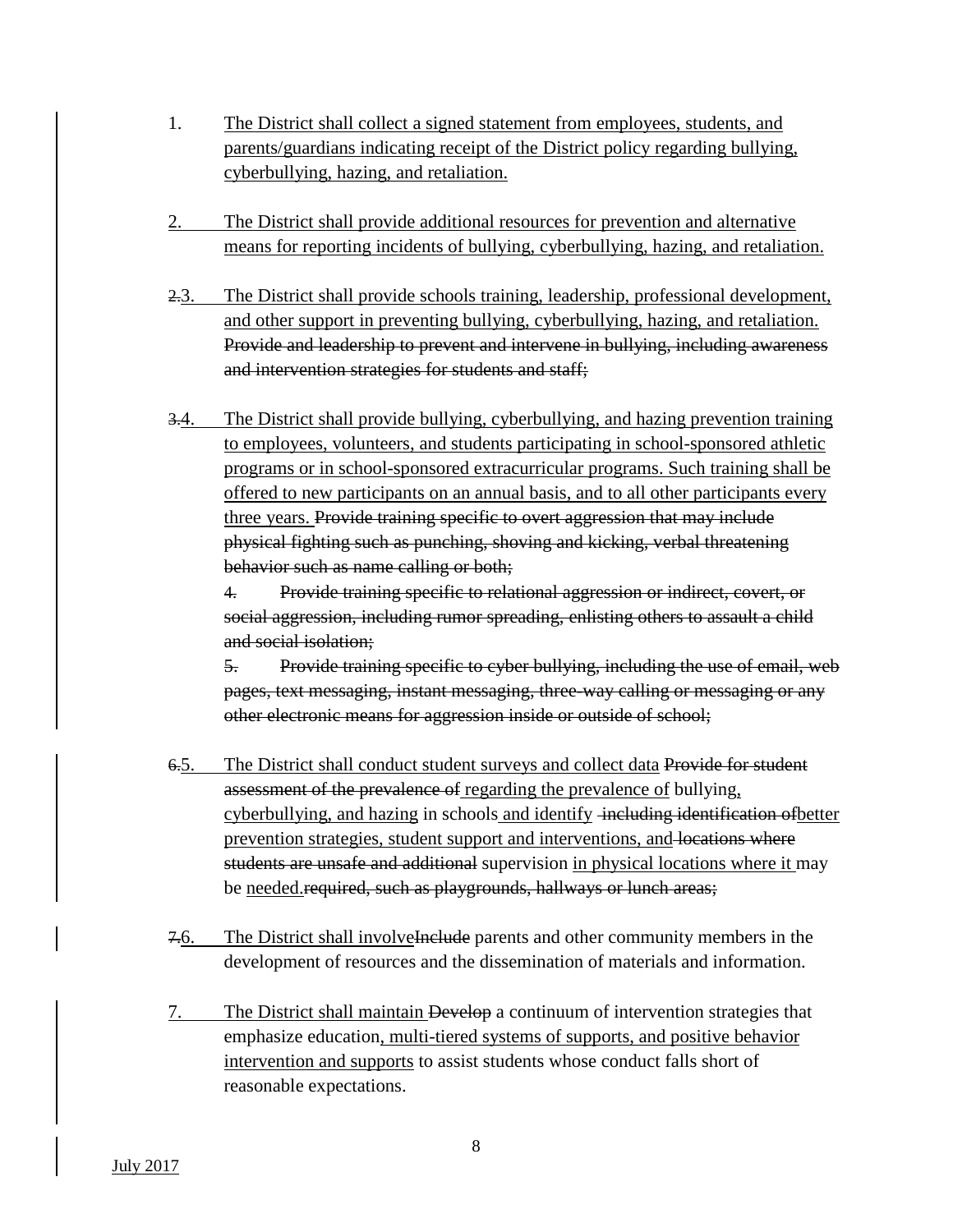1. The District shall collect a signed statement from employees, students, and parents/guardians indicating receipt of the District policy regarding bullying, cyberbullying, hazing, and retaliation.

2. The District shall provide additional resources for prevention and alternative means for reporting incidents of bullying, cyberbullying, hazing, and retaliation.

~~2.~~3. The District shall provide schools training, leadership, professional development, and other support in preventing bullying, cyberbullying, hazing, and retaliation. ~~Provide and leadership to prevent and intervene in bullying, including awareness and intervention strategies for students and staff;~~

~~3.~~4. The District shall provide bullying, cyberbullying, and hazing prevention training to employees, volunteers, and students participating in school-sponsored athletic programs or in school-sponsored extracurricular programs. Such training shall be offered to new participants on an annual basis, and to all other participants every three years. ~~Provide training specific to overt aggression that may include physical fighting such as punching, shoving and kicking, verbal threatening behavior such as name calling or both;~~

~~4. Provide training specific to relational aggression or indirect, covert, or social aggression, including rumor spreading, enlisting others to assault a child and social isolation;~~

~~5. Provide training specific to cyber bullying, including the use of email, web pages, text messaging, instant messaging, three-way calling or messaging or any other electronic means for aggression inside or outside of school;~~

~~6.~~5. The District shall conduct student surveys and collect data ~~Provide for student assessment of the prevalence of~~ regarding the prevalence of bullying, cyberbullying, and hazing in schools and identify ~~including identification of~~better prevention strategies, student support and interventions, and ~~locations where students are unsafe and additional~~ supervision in physical locations where it may be needed.~~required, such as playgrounds, hallways or lunch areas;~~

~~7.~~6. The District shall involve~~Include~~ parents and other community members in the development of resources and the dissemination of materials and information.

7. The District shall maintain ~~Develop~~ a continuum of intervention strategies that emphasize education, multi-tiered systems of supports, and positive behavior intervention and supports to assist students whose conduct falls short of reasonable expectations.

July 2017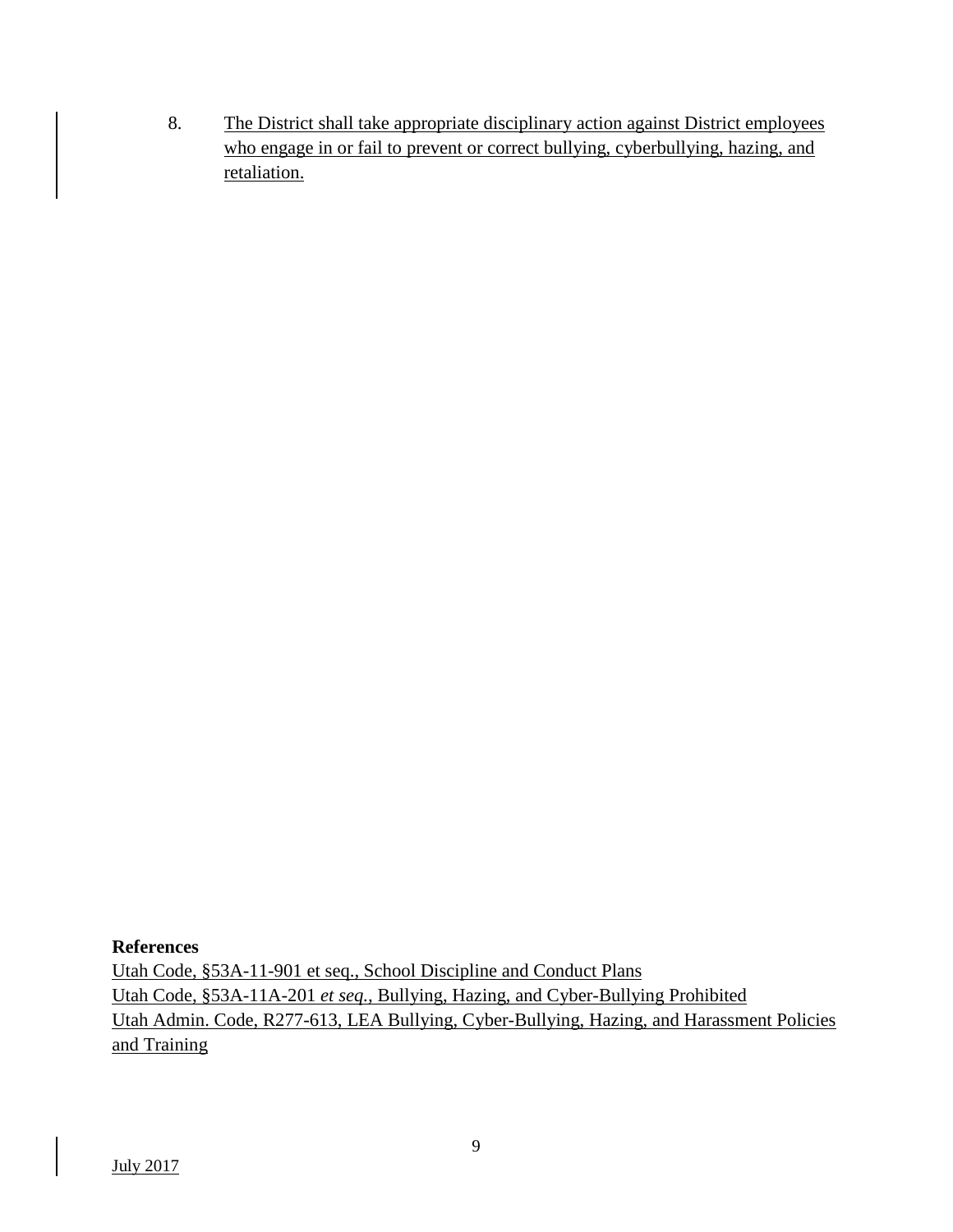8. The District shall take appropriate disciplinary action against District employees who engage in or fail to prevent or correct bullying, cyberbullying, hazing, and retaliation.

**References**

Utah Code, §53A-11-901 et seq., School Discipline and Conduct Plans
Utah Code, §53A-11A-201 *et seq.*, Bullying, Hazing, and Cyber-Bullying Prohibited
Utah Admin. Code, R277-613, LEA Bullying, Cyber-Bullying, Hazing, and Harassment Policies and Training

July 2017